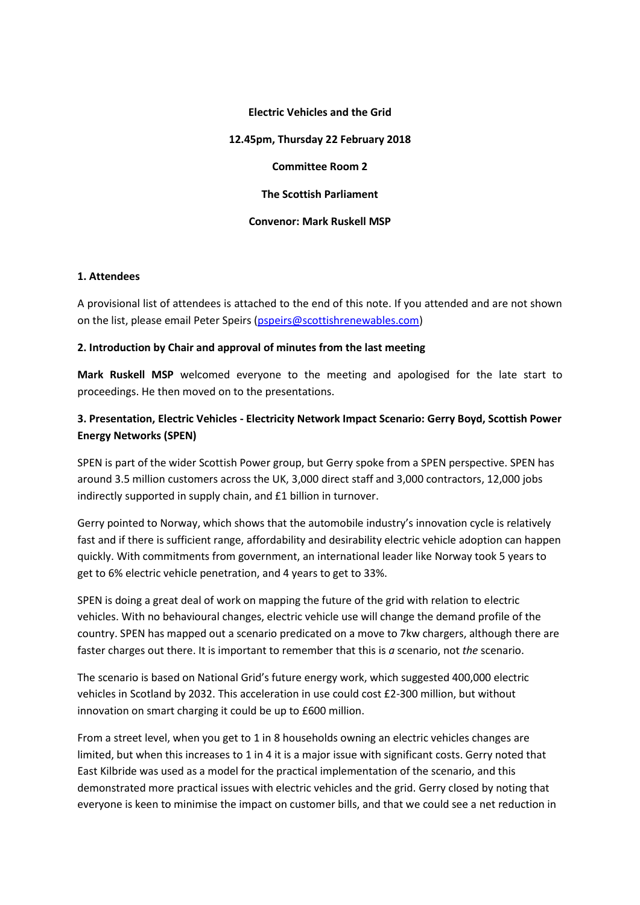**Electric Vehicles and the Grid**

**12.45pm, Thursday 22 February 2018**

**Committee Room 2**

**The Scottish Parliament**

**Convenor: Mark Ruskell MSP**

### 1. Attendees

A provisional list of attendees is attached to the end of this note. If you attended and are not shown on the list, please email Peter Speirs (pspeirs@scottishrenewables.com)

### 2. Introduction by Chair and approval of minutes from the last meeting

**Mark Ruskell MSP** welcomed everyone to the meeting and apologised for the late start to proceedings. He then moved on to the presentations.

### 3. Presentation, Electric Vehicles - Electricity Network Impact Scenario: Gerry Boyd, Scottish Power Energy Networks (SPEN)

SPEN is part of the wider Scottish Power group, but Gerry spoke from a SPEN perspective. SPEN has around 3.5 million customers across the UK, 3,000 direct staff and 3,000 contractors, 12,000 jobs indirectly supported in supply chain, and £1 billion in turnover.

Gerry pointed to Norway, which shows that the automobile industry's innovation cycle is relatively fast and if there is sufficient range, affordability and desirability electric vehicle adoption can happen quickly. With commitments from government, an international leader like Norway took 5 years to get to 6% electric vehicle penetration, and 4 years to get to 33%.

SPEN is doing a great deal of work on mapping the future of the grid with relation to electric vehicles. With no behavioural changes, electric vehicle use will change the demand profile of the country. SPEN has mapped out a scenario predicated on a move to 7kw chargers, although there are faster charges out there. It is important to remember that this is *a* scenario, not *the* scenario.

The scenario is based on National Grid's future energy work, which suggested 400,000 electric vehicles in Scotland by 2032. This acceleration in use could cost £2-300 million, but without innovation on smart charging it could be up to £600 million.

From a street level, when you get to 1 in 8 households owning an electric vehicles changes are limited, but when this increases to 1 in 4 it is a major issue with significant costs. Gerry noted that East Kilbride was used as a model for the practical implementation of the scenario, and this demonstrated more practical issues with electric vehicles and the grid. Gerry closed by noting that everyone is keen to minimise the impact on customer bills, and that we could see a net reduction in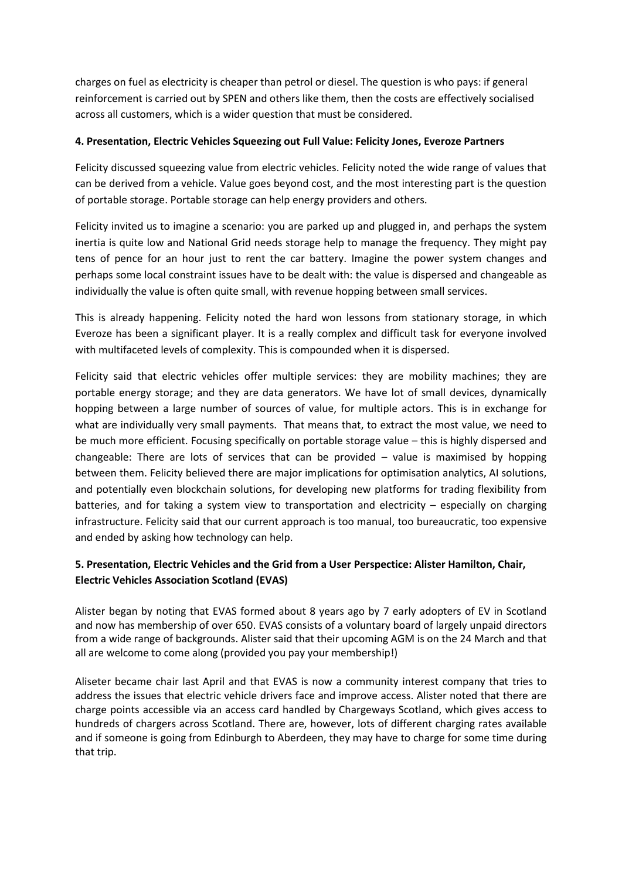charges on fuel as electricity is cheaper than petrol or diesel. The question is who pays: if general reinforcement is carried out by SPEN and others like them, then the costs are effectively socialised across all customers, which is a wider question that must be considered.

**4. Presentation, Electric Vehicles Squeezing out Full Value: Felicity Jones, Everoze Partners**

Felicity discussed squeezing value from electric vehicles. Felicity noted the wide range of values that can be derived from a vehicle. Value goes beyond cost, and the most interesting part is the question of portable storage. Portable storage can help energy providers and others.

Felicity invited us to imagine a scenario: you are parked up and plugged in, and perhaps the system inertia is quite low and National Grid needs storage help to manage the frequency. They might pay tens of pence for an hour just to rent the car battery. Imagine the power system changes and perhaps some local constraint issues have to be dealt with: the value is dispersed and changeable as individually the value is often quite small, with revenue hopping between small services.

This is already happening. Felicity noted the hard won lessons from stationary storage, in which Everoze has been a significant player. It is a really complex and difficult task for everyone involved with multifaceted levels of complexity. This is compounded when it is dispersed.

Felicity said that electric vehicles offer multiple services: they are mobility machines; they are portable energy storage; and they are data generators. We have lot of small devices, dynamically hopping between a large number of sources of value, for multiple actors. This is in exchange for what are individually very small payments. That means that, to extract the most value, we need to be much more efficient. Focusing specifically on portable storage value – this is highly dispersed and changeable: There are lots of services that can be provided – value is maximised by hopping between them. Felicity believed there are major implications for optimisation analytics, AI solutions, and potentially even blockchain solutions, for developing new platforms for trading flexibility from batteries, and for taking a system view to transportation and electricity – especially on charging infrastructure. Felicity said that our current approach is too manual, too bureaucratic, too expensive and ended by asking how technology can help.

**5. Presentation, Electric Vehicles and the Grid from a User Perspectice: Alister Hamilton, Chair, Electric Vehicles Association Scotland (EVAS)**

Alister began by noting that EVAS formed about 8 years ago by 7 early adopters of EV in Scotland and now has membership of over 650. EVAS consists of a voluntary board of largely unpaid directors from a wide range of backgrounds. Alister said that their upcoming AGM is on the 24 March and that all are welcome to come along (provided you pay your membership!)

Aliseter became chair last April and that EVAS is now a community interest company that tries to address the issues that electric vehicle drivers face and improve access. Alister noted that there are charge points accessible via an access card handled by Chargeways Scotland, which gives access to hundreds of chargers across Scotland. There are, however, lots of different charging rates available and if someone is going from Edinburgh to Aberdeen, they may have to charge for some time during that trip.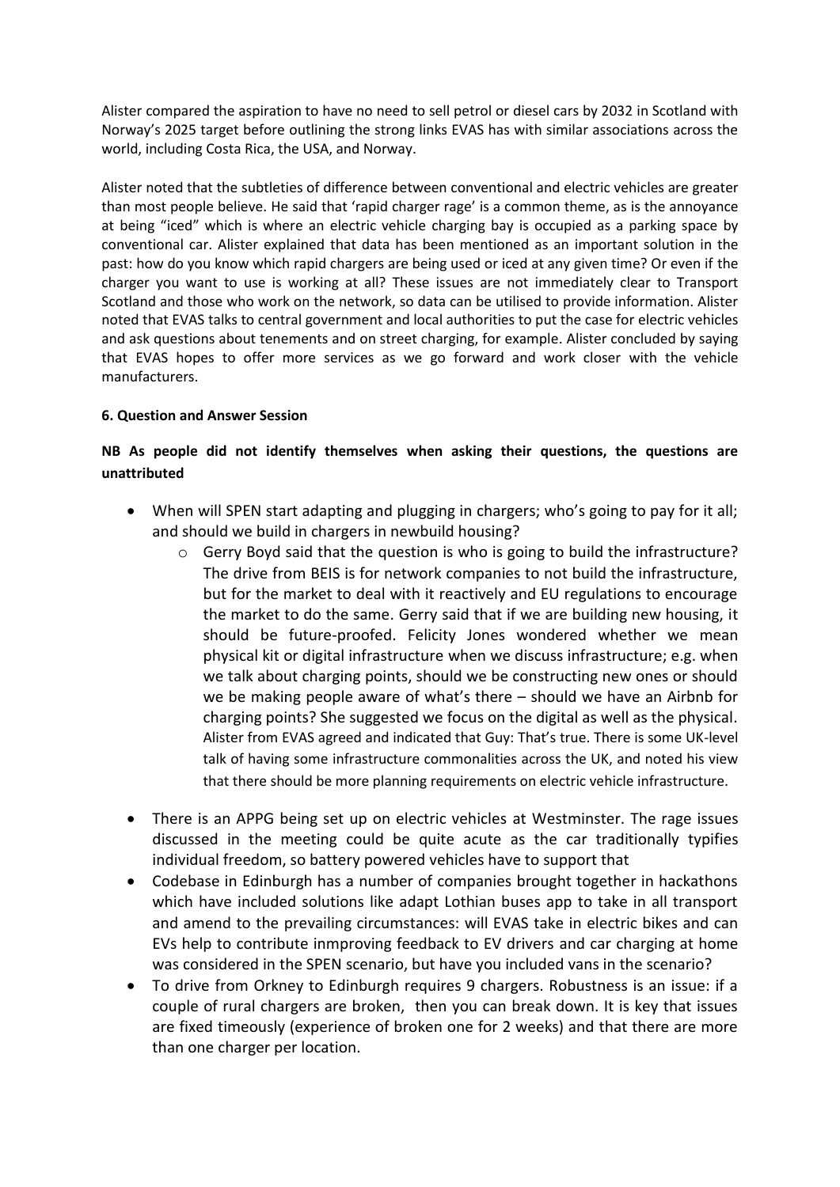Alister compared the aspiration to have no need to sell petrol or diesel cars by 2032 in Scotland with Norway's 2025 target before outlining the strong links EVAS has with similar associations across the world, including Costa Rica, the USA, and Norway.

Alister noted that the subtleties of difference between conventional and electric vehicles are greater than most people believe. He said that 'rapid charger rage' is a common theme, as is the annoyance at being "iced" which is where an electric vehicle charging bay is occupied as a parking space by conventional car. Alister explained that data has been mentioned as an important solution in the past: how do you know which rapid chargers are being used or iced at any given time? Or even if the charger you want to use is working at all? These issues are not immediately clear to Transport Scotland and those who work on the network, so data can be utilised to provide information. Alister noted that EVAS talks to central government and local authorities to put the case for electric vehicles and ask questions about tenements and on street charging, for example. Alister concluded by saying that EVAS hopes to offer more services as we go forward and work closer with the vehicle manufacturers.

**6. Question and Answer Session**

**NB As people did not identify themselves when asking their questions, the questions are unattributed**

- When will SPEN start adapting and plugging in chargers; who's going to pay for it all; and should we build in chargers in newbuild housing?
    - Gerry Boyd said that the question is who is going to build the infrastructure? The drive from BEIS is for network companies to not build the infrastructure, but for the market to deal with it reactively and EU regulations to encourage the market to do the same. Gerry said that if we are building new housing, it should be future-proofed. Felicity Jones wondered whether we mean physical kit or digital infrastructure when we discuss infrastructure; e.g. when we talk about charging points, should we be constructing new ones or should we be making people aware of what's there – should we have an Airbnb for charging points? She suggested we focus on the digital as well as the physical. Alister from EVAS agreed and indicated that Guy: That's true. There is some UK-level talk of having some infrastructure commonalities across the UK, and noted his view that there should be more planning requirements on electric vehicle infrastructure.
- There is an APPG being set up on electric vehicles at Westminster. The rage issues discussed in the meeting could be quite acute as the car traditionally typifies individual freedom, so battery powered vehicles have to support that
- Codebase in Edinburgh has a number of companies brought together in hackathons which have included solutions like adapt Lothian buses app to take in all transport and amend to the prevailing circumstances: will EVAS take in electric bikes and can EVs help to contribute inmproving feedback to EV drivers and car charging at home was considered in the SPEN scenario, but have you included vans in the scenario?
- To drive from Orkney to Edinburgh requires 9 chargers. Robustness is an issue: if a couple of rural chargers are broken, then you can break down. It is key that issues are fixed timeously (experience of broken one for 2 weeks) and that there are more than one charger per location.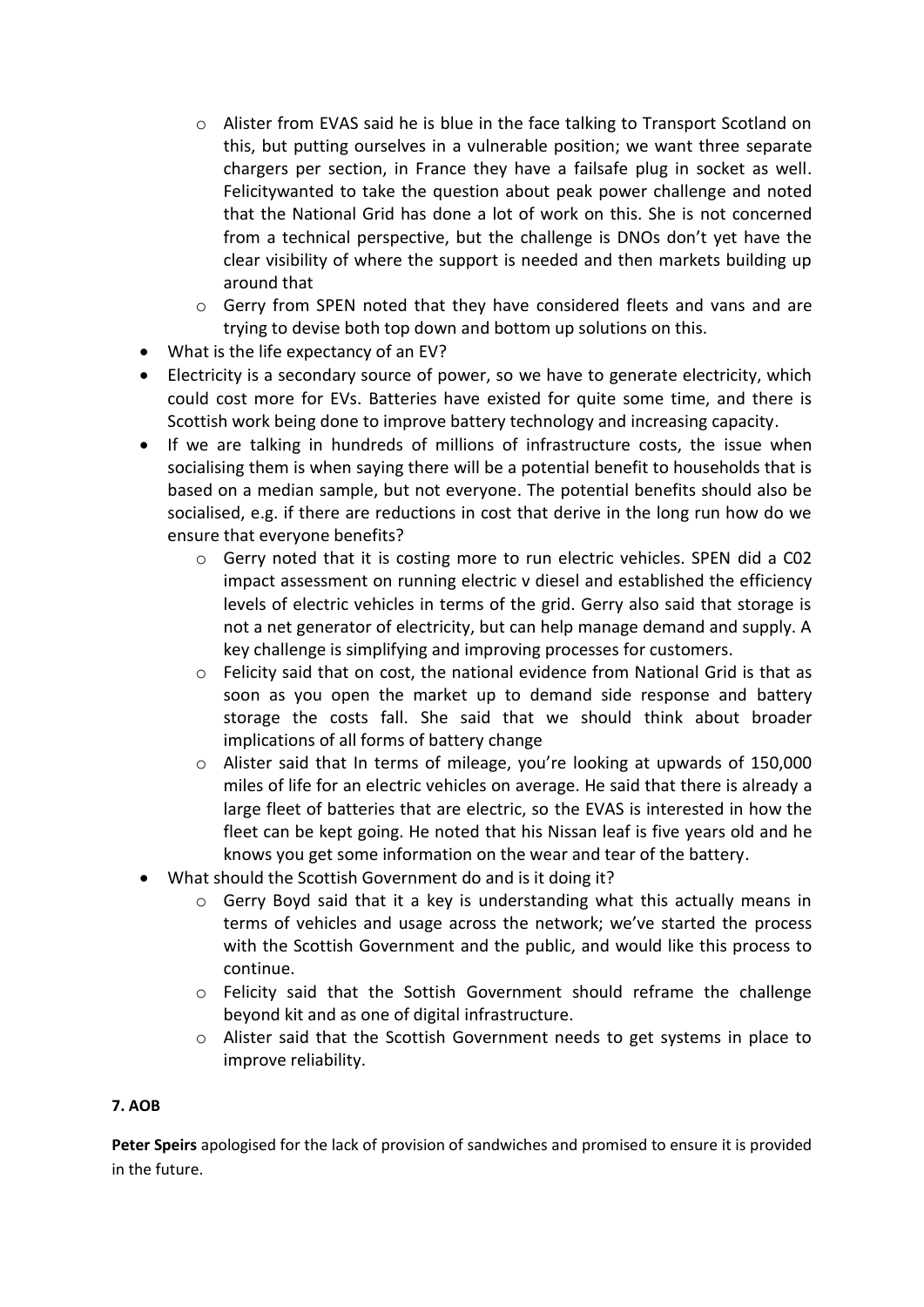- Alister from EVAS said he is blue in the face talking to Transport Scotland on this, but putting ourselves in a vulnerable position; we want three separate chargers per section, in France they have a failsafe plug in socket as well. Felicitywanted to take the question about peak power challenge and noted that the National Grid has done a lot of work on this. She is not concerned from a technical perspective, but the challenge is DNOs don't yet have the clear visibility of where the support is needed and then markets building up around that
  - Gerry from SPEN noted that they have considered fleets and vans and are trying to devise both top down and bottom up solutions on this.
- What is the life expectancy of an EV?
- Electricity is a secondary source of power, so we have to generate electricity, which could cost more for EVs. Batteries have existed for quite some time, and there is Scottish work being done to improve battery technology and increasing capacity.
- If we are talking in hundreds of millions of infrastructure costs, the issue when socialising them is when saying there will be a potential benefit to households that is based on a median sample, but not everyone. The potential benefits should also be socialised, e.g. if there are reductions in cost that derive in the long run how do we ensure that everyone benefits?
  - Gerry noted that it is costing more to run electric vehicles. SPEN did a C02 impact assessment on running electric v diesel and established the efficiency levels of electric vehicles in terms of the grid. Gerry also said that storage is not a net generator of electricity, but can help manage demand and supply. A key challenge is simplifying and improving processes for customers.
  - Felicity said that on cost, the national evidence from National Grid is that as soon as you open the market up to demand side response and battery storage the costs fall. She said that we should think about broader implications of all forms of battery change
  - Alister said that In terms of mileage, you're looking at upwards of 150,000 miles of life for an electric vehicles on average. He said that there is already a large fleet of batteries that are electric, so the EVAS is interested in how the fleet can be kept going. He noted that his Nissan leaf is five years old and he knows you get some information on the wear and tear of the battery.
- What should the Scottish Government do and is it doing it?
  - Gerry Boyd said that it a key is understanding what this actually means in terms of vehicles and usage across the network; we've started the process with the Scottish Government and the public, and would like this process to continue.
  - Felicity said that the Sottish Government should reframe the challenge beyond kit and as one of digital infrastructure.
  - Alister said that the Scottish Government needs to get systems in place to improve reliability.

**7. AOB**

**Peter Speirs** apologised for the lack of provision of sandwiches and promised to ensure it is provided in the future.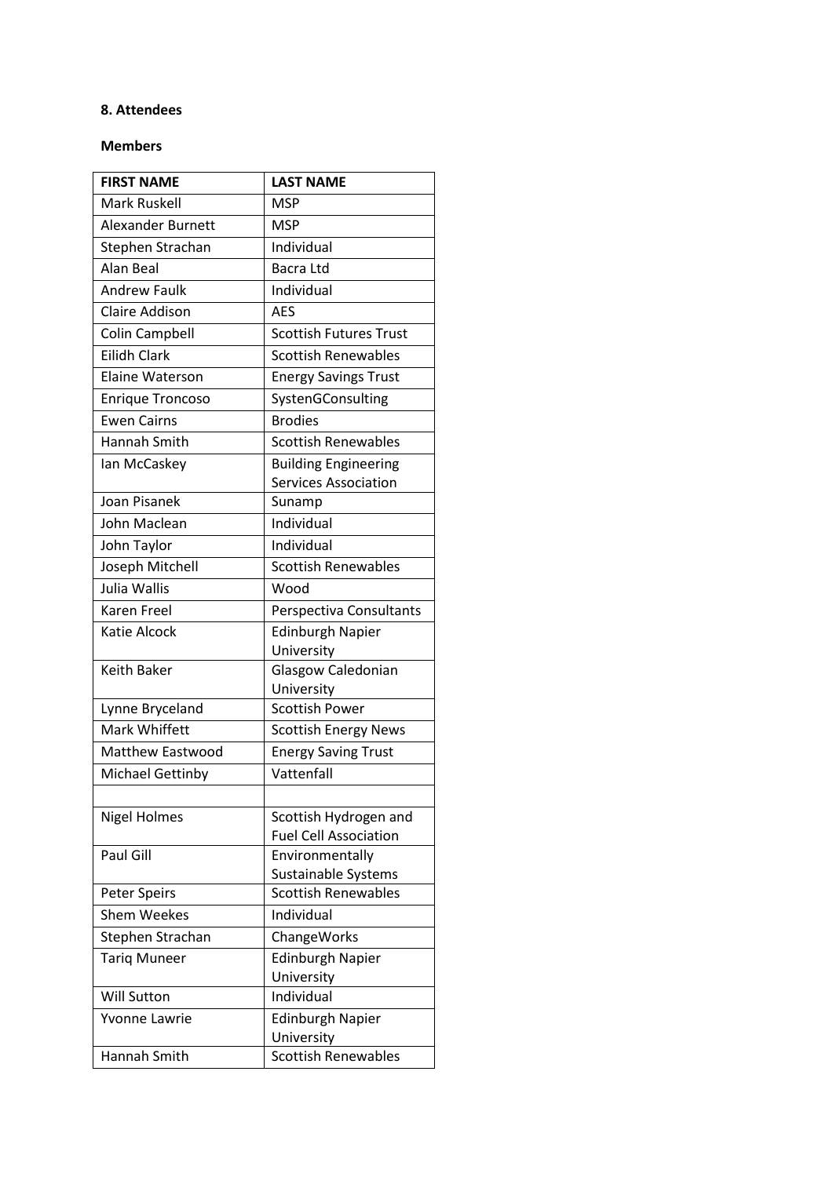**8. Attendees**

**Members**

| FIRST NAME | LAST NAME |
| --- | --- |
| Mark Ruskell | MSP |
| Alexander Burnett | MSP |
| Stephen Strachan | Individual |
| Alan Beal | Bacra Ltd |
| Andrew Faulk | Individual |
| Claire Addison | AES |
| Colin Campbell | Scottish Futures Trust |
| Eilidh Clark | Scottish Renewables |
| Elaine Waterson | Energy Savings Trust |
| Enrique Troncoso | SystenGConsulting |
| Ewen Cairns | Brodies |
| Hannah Smith | Scottish Renewables |
| Ian McCaskey | Building Engineering Services Association |
| Joan Pisanek | Sunamp |
| John Maclean | Individual |
| John Taylor | Individual |
| Joseph Mitchell | Scottish Renewables |
| Julia Wallis | Wood |
| Karen Freel | Perspectiva Consultants |
| Katie Alcock | Edinburgh Napier University |
| Keith Baker | Glasgow Caledonian University |
| Lynne Bryceland | Scottish Power |
| Mark Whiffett | Scottish Energy News |
| Matthew Eastwood | Energy Saving Trust |
| Michael Gettinby | Vattenfall |
| | |
| Nigel Holmes | Scottish Hydrogen and Fuel Cell Association |
| Paul Gill | Environmentally Sustainable Systems |
| Peter Speirs | Scottish Renewables |
| Shem Weekes | Individual |
| Stephen Strachan | ChangeWorks |
| Tariq Muneer | Edinburgh Napier University |
| Will Sutton | Individual |
| Yvonne Lawrie | Edinburgh Napier University |
| Hannah Smith | Scottish Renewables |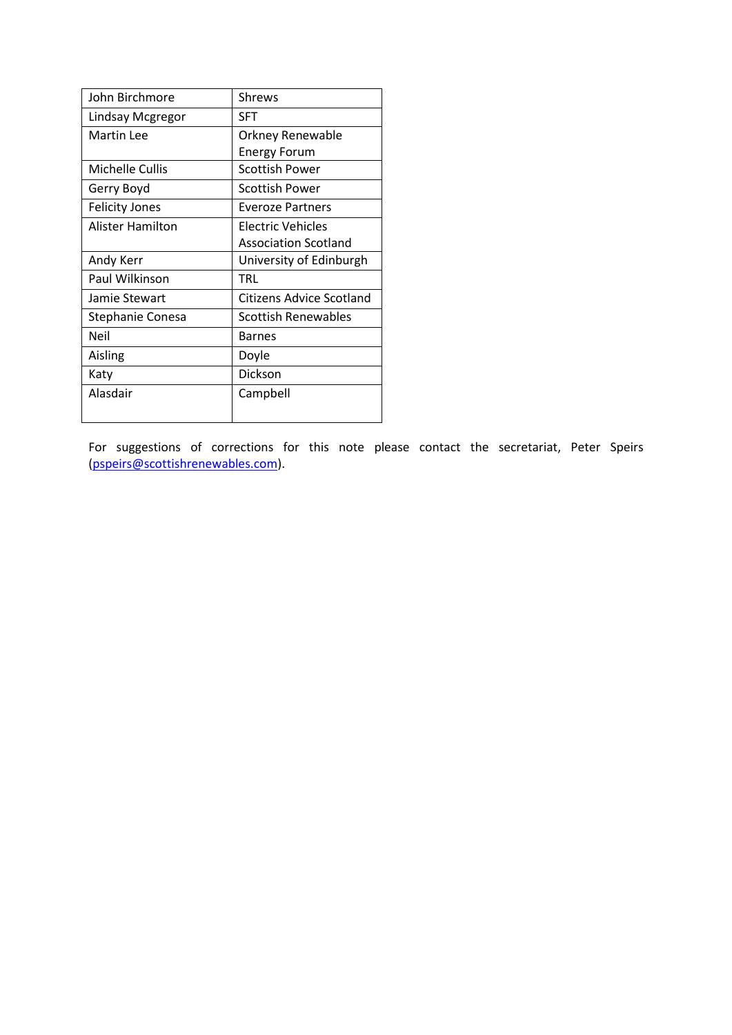| | |
|---|---|
| John Birchmore | Shrews |
| Lindsay Mcgregor | SFT |
| Martin Lee | Orkney Renewable Energy Forum |
| Michelle Cullis | Scottish Power |
| Gerry Boyd | Scottish Power |
| Felicity Jones | Everoze Partners |
| Alister Hamilton | Electric Vehicles Association Scotland |
| Andy Kerr | University of Edinburgh |
| Paul Wilkinson | TRL |
| Jamie Stewart | Citizens Advice Scotland |
| Stephanie Conesa | Scottish Renewables |
| Neil | Barnes |
| Aisling | Doyle |
| Katy | Dickson |
| Alasdair | Campbell |

For suggestions of corrections for this note please contact the secretariat, Peter Speirs (pspeirs@scottishrenewables.com).